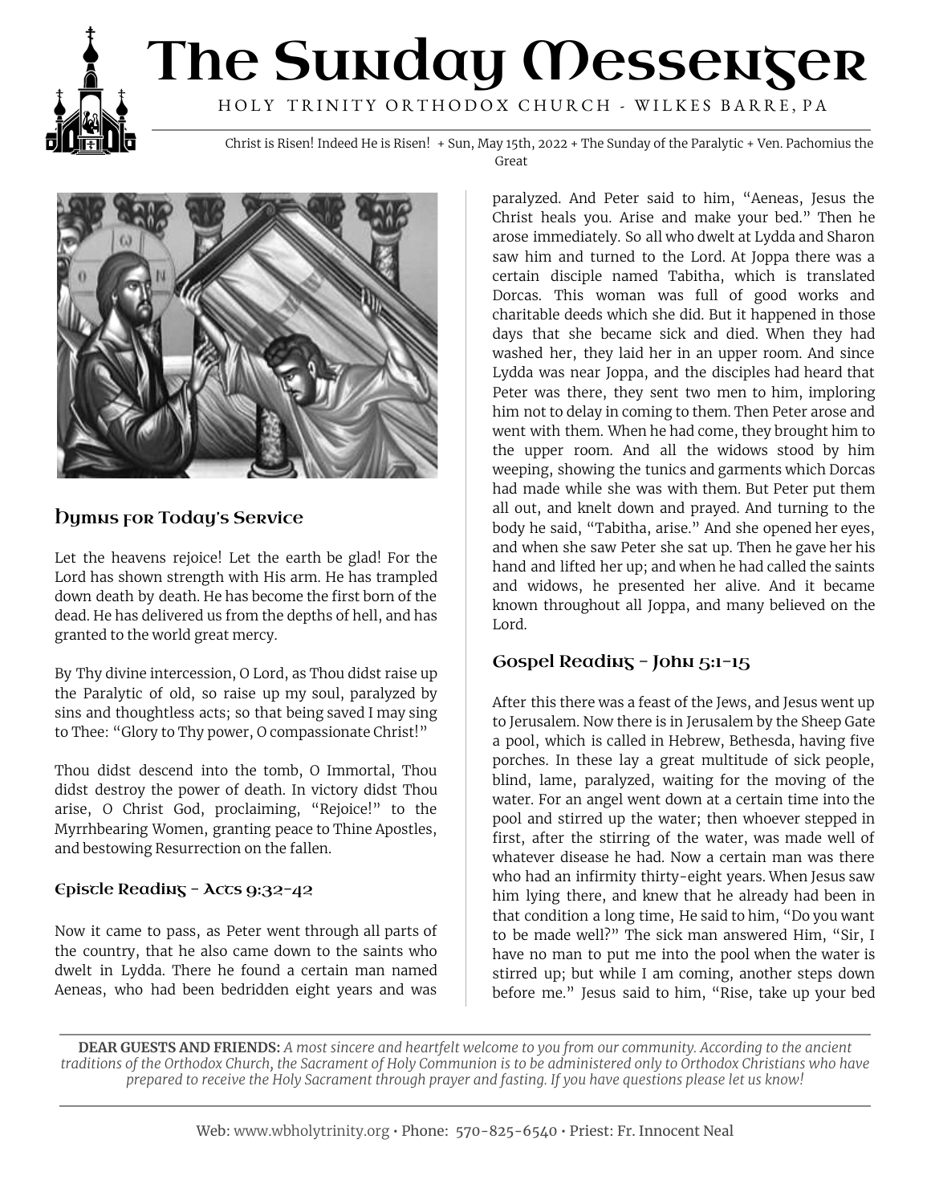# The Sunday Messenger

HOLY TRINITY ORTHODOX CHURCH - WILKES BARRE, PA

Christ is Risen! Indeed He is Risen! + Sun, May 15th, 2022 + The Sunday of the Paralytic + Ven. Pachomius the Great

## Hymns for Today's Service

Let the heavens rejoice! Let the earth be glad! For the Lord has shown strength with His arm. He has trampled down death by death. He has become the first born of the dead. He has delivered us from the depths of hell, and has granted to the world great mercy.

By Thy divine intercession, O Lord, as Thou didst raise up the Paralytic of old, so raise up my soul, paralyzed by sins and thoughtless acts; so that being saved I may sing to Thee: "Glory to Thy power, O compassionate Christ!"

Thou didst descend into the tomb, O Immortal, Thou didst destroy the power of death. In victory didst Thou arise, O Christ God, proclaiming, "Rejoice!" to the Myrrhbearing Women, granting peace to Thine Apostles, and bestowing Resurrection on the fallen.

### Epistle Reading - Acts 9:32-42

Now it came to pass, as Peter went through all parts of the country, that he also came down to the saints who dwelt in Lydda. There he found a certain man named Aeneas, who had been bedridden eight years and was paralyzed. And Peter said to him, "Aeneas, Jesus the Christ heals you. Arise and make your bed." Then he arose immediately. So all who dwelt at Lydda and Sharon saw him and turned to the Lord. At Joppa there was a certain disciple named Tabitha, which is translated Dorcas. This woman was full of good works and charitable deeds which she did. But it happened in those days that she became sick and died. When they had washed her, they laid her in an upper room. And since Lydda was near Joppa, and the disciples had heard that Peter was there, they sent two men to him, imploring him not to delay in coming to them. Then Peter arose and went with them. When he had come, they brought him to the upper room. And all the widows stood by him weeping, showing the tunics and garments which Dorcas had made while she was with them. But Peter put them all out, and knelt down and prayed. And turning to the body he said, "Tabitha, arise." And she opened her eyes, and when she saw Peter she sat up. Then he gave her his hand and lifted her up; and when he had called the saints and widows, he presented her alive. And it became known throughout all Joppa, and many believed on the Lord.

### Gospel Reading - John 5:1-15

After this there was a feast of the Jews, and Jesus went up to Jerusalem. Now there is in Jerusalem by the Sheep Gate a pool, which is called in Hebrew, Bethesda, having five porches. In these lay a great multitude of sick people, blind, lame, paralyzed, waiting for the moving of the water. For an angel went down at a certain time into the pool and stirred up the water; then whoever stepped in first, after the stirring of the water, was made well of whatever disease he had. Now a certain man was there who had an infirmity thirty-eight years. When Jesus saw him lying there, and knew that he already had been in that condition a long time, He said to him, "Do you want to be made well?" The sick man answered Him, "Sir, I have no man to put me into the pool when the water is stirred up; but while I am coming, another steps down before me." Jesus said to him, "Rise, take up your bed

**DEAR GUESTS AND FRIENDS:** *A most sincere and heartfelt welcome to you from our community. According to the ancient traditions of the Orthodox Church, the Sacrament of Holy Communion is to be administered only to Orthodox Christians who have prepared to receive the Holy Sacrament through prayer and fasting. If you have questions please let us know!*

Web: www.wbholytrinity.org • Phone: 570-825-6540 • Priest: Fr. Innocent Neal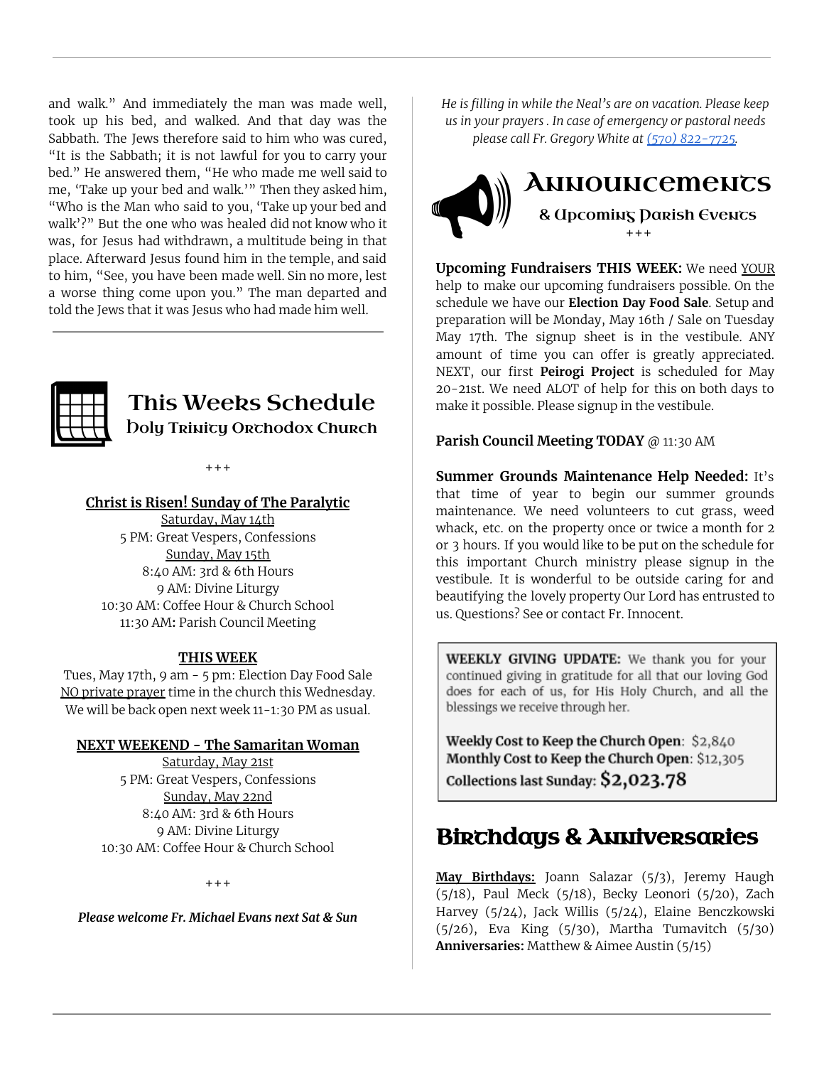and walk." And immediately the man was made well, took up his bed, and walked. And that day was the Sabbath. The Jews therefore said to him who was cured, "It is the Sabbath; it is not lawful for you to carry your bed." He answered them, "He who made me well said to me, 'Take up your bed and walk.'" Then they asked him, "Who is the Man who said to you, 'Take up your bed and walk'?" But the one who was healed did not know who it was, for Jesus had withdrawn, a multitude being in that place. Afterward Jesus found him in the temple, and said to him, "See, you have been made well. Sin no more, lest a worse thing come upon you." The man departed and told the Jews that it was Jesus who had made him well.

---

## This Weeks Schedule

### Holy Trinity Orthodox Church

+++

**Christ is Risen! Sunday of The Paralytic**

Saturday, May 14th
5 PM: Great Vespers, Confessions
Sunday, May 15th
8:40 AM: 3rd & 6th Hours
9 AM: Divine Liturgy
10:30 AM: Coffee Hour & Church School
11:30 AM**:** Parish Council Meeting

**THIS WEEK**

Tues, May 17th, 9 am - 5 pm: Election Day Food Sale
NO private prayer time in the church this Wednesday. We will be back open next week 11-1:30 PM as usual.

**NEXT WEEKEND - The Samaritan Woman**

Saturday, May 21st
5 PM: Great Vespers, Confessions
Sunday, May 22nd
8:40 AM: 3rd & 6th Hours
9 AM: Divine Liturgy
10:30 AM: Coffee Hour & Church School

+++

***Please welcome Fr. Michael Evans next Sat & Sun***

*He is filling in while the Neal's are on vacation. Please keep us in your prayers . In case of emergency or pastoral needs please call Fr. Gregory White at (570) 822-7725.*

## Announcements

### & Upcoming Parish Events

+++

**Upcoming Fundraisers THIS WEEK:** We need YOUR help to make our upcoming fundraisers possible. On the schedule we have our **Election Day Food Sale**. Setup and preparation will be Monday, May 16th / Sale on Tuesday May 17th. The signup sheet is in the vestibule. ANY amount of time you can offer is greatly appreciated. NEXT, our first **Peirogi Project** is scheduled for May 20-21st. We need ALOT of help for this on both days to make it possible. Please signup in the vestibule.

**Parish Council Meeting TODAY** @ 11:30 AM

**Summer Grounds Maintenance Help Needed:** It's that time of year to begin our summer grounds maintenance. We need volunteers to cut grass, weed whack, etc. on the property once or twice a month for 2 or 3 hours. If you would like to be put on the schedule for this important Church ministry please signup in the vestibule. It is wonderful to be outside caring for and beautifying the lovely property Our Lord has entrusted to us. Questions? See or contact Fr. Innocent.

**WEEKLY GIVING UPDATE:** We thank you for your continued giving in gratitude for all that our loving God does for each of us, for His Holy Church, and all the blessings we receive through her.

**Weekly Cost to Keep the Church Open**: $2,840
**Monthly Cost to Keep the Church Open**: $12,305
**Collections last Sunday: $2,023.78**

## Birthdays & Anniversaries

**May Birthdays:** Joann Salazar (5/3), Jeremy Haugh (5/18), Paul Meck (5/18), Becky Leonori (5/20), Zach Harvey (5/24), Jack Willis (5/24), Elaine Benczkowski (5/26), Eva King (5/30), Martha Tumavitch (5/30)
**Anniversaries:** Matthew & Aimee Austin (5/15)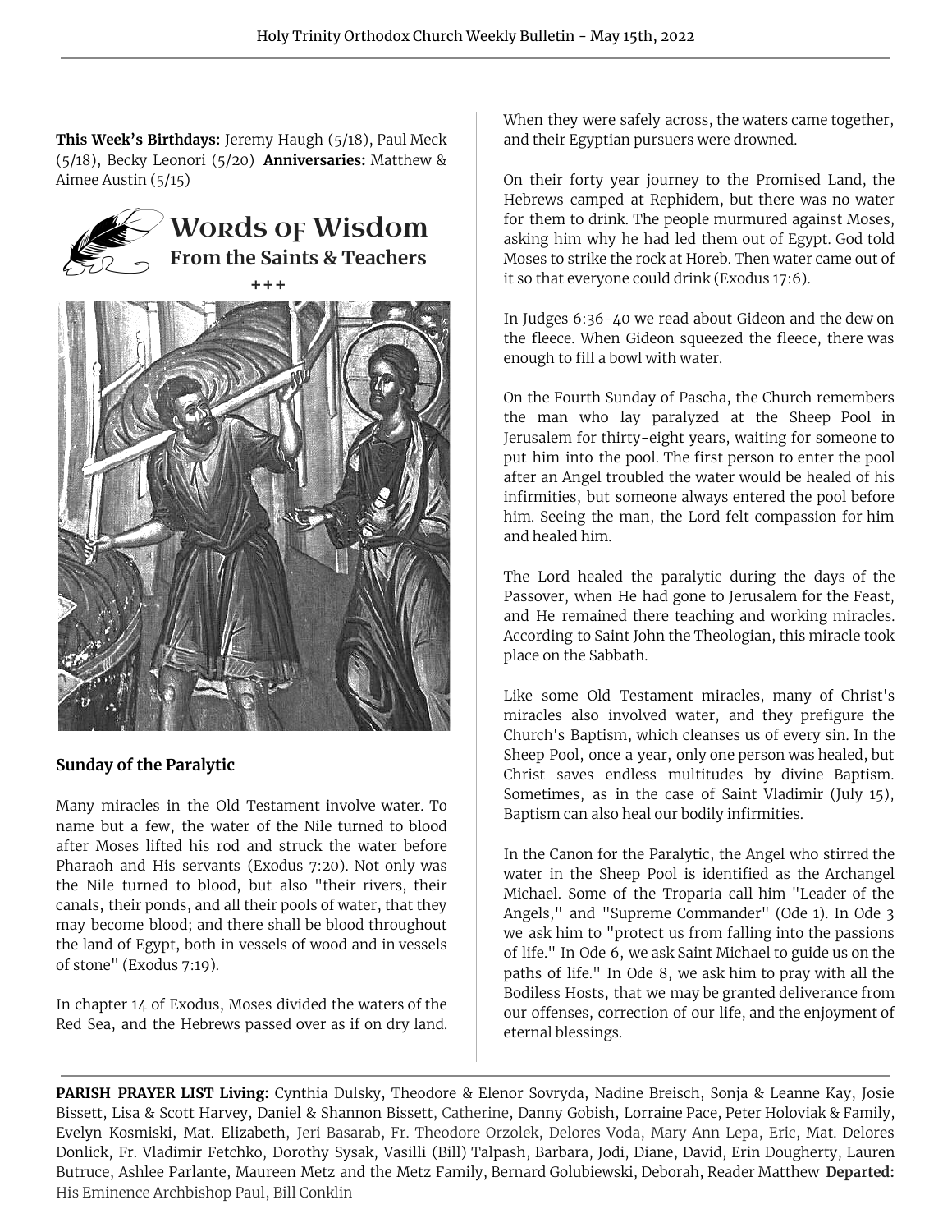**This Week's Birthdays:** Jeremy Haugh (5/18), Paul Meck (5/18), Becky Leonori (5/20) **Anniversaries:** Matthew & Aimee Austin (5/15)

## Words of Wisdom
### From the Saints & Teachers

+++

**Sunday of the Paralytic**

Many miracles in the Old Testament involve water. To name but a few, the water of the Nile turned to blood after Moses lifted his rod and struck the water before Pharaoh and His servants (Exodus 7:20). Not only was the Nile turned to blood, but also "their rivers, their canals, their ponds, and all their pools of water, that they may become blood; and there shall be blood throughout the land of Egypt, both in vessels of wood and in vessels of stone" (Exodus 7:19).

In chapter 14 of Exodus, Moses divided the waters of the Red Sea, and the Hebrews passed over as if on dry land. When they were safely across, the waters came together, and their Egyptian pursuers were drowned.

On their forty year journey to the Promised Land, the Hebrews camped at Rephidem, but there was no water for them to drink. The people murmured against Moses, asking him why he had led them out of Egypt. God told Moses to strike the rock at Horeb. Then water came out of it so that everyone could drink (Exodus 17:6).

In Judges 6:36-40 we read about Gideon and the dew on the fleece. When Gideon squeezed the fleece, there was enough to fill a bowl with water.

On the Fourth Sunday of Pascha, the Church remembers the man who lay paralyzed at the Sheep Pool in Jerusalem for thirty-eight years, waiting for someone to put him into the pool. The first person to enter the pool after an Angel troubled the water would be healed of his infirmities, but someone always entered the pool before him. Seeing the man, the Lord felt compassion for him and healed him.

The Lord healed the paralytic during the days of the Passover, when He had gone to Jerusalem for the Feast, and He remained there teaching and working miracles. According to Saint John the Theologian, this miracle took place on the Sabbath.

Like some Old Testament miracles, many of Christ's miracles also involved water, and they prefigure the Church's Baptism, which cleanses us of every sin. In the Sheep Pool, once a year, only one person was healed, but Christ saves endless multitudes by divine Baptism. Sometimes, as in the case of Saint Vladimir (July 15), Baptism can also heal our bodily infirmities.

In the Canon for the Paralytic, the Angel who stirred the water in the Sheep Pool is identified as the Archangel Michael. Some of the Troparia call him "Leader of the Angels," and "Supreme Commander" (Ode 1). In Ode 3 we ask him to "protect us from falling into the passions of life." In Ode 6, we ask Saint Michael to guide us on the paths of life." In Ode 8, we ask him to pray with all the Bodiless Hosts, that we may be granted deliverance from our offenses, correction of our life, and the enjoyment of eternal blessings.

---

**PARISH PRAYER LIST Living:** Cynthia Dulsky, Theodore & Elenor Sovryda, Nadine Breisch, Sonja & Leanne Kay, Josie Bissett, Lisa & Scott Harvey, Daniel & Shannon Bissett, Catherine, Danny Gobish, Lorraine Pace, Peter Holoviak & Family, Evelyn Kosmiski, Mat. Elizabeth, Jeri Basarab, Fr. Theodore Orzolek, Delores Voda, Mary Ann Lepa, Eric, Mat. Delores Donlick, Fr. Vladimir Fetchko, Dorothy Sysak, Vasilli (Bill) Talpash, Barbara, Jodi, Diane, David, Erin Dougherty, Lauren Butruce, Ashlee Parlante, Maureen Metz and the Metz Family, Bernard Golubiewski, Deborah, Reader Matthew **Departed:** His Eminence Archbishop Paul, Bill Conklin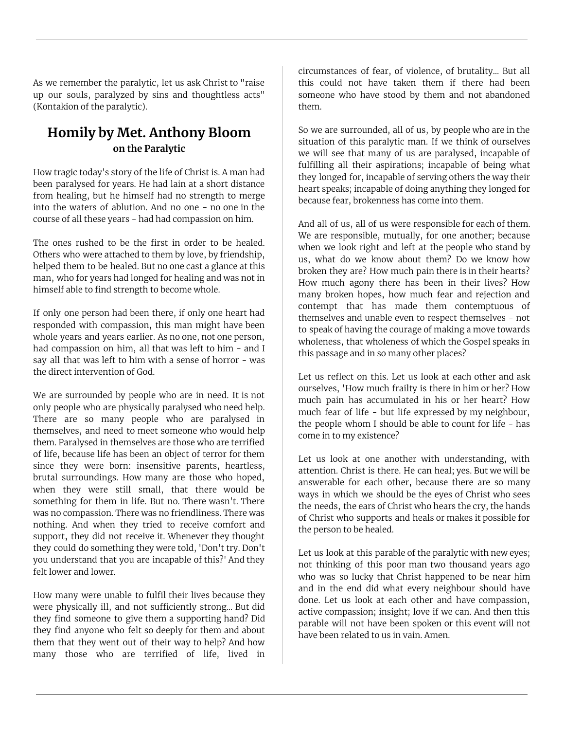As we remember the paralytic, let us ask Christ to "raise up our souls, paralyzed by sins and thoughtless acts" (Kontakion of the paralytic).

## Homily by Met. Anthony Bloom

**on the Paralytic**

How tragic today's story of the life of Christ is. A man had been paralysed for years. He had lain at a short distance from healing, but he himself had no strength to merge into the waters of ablution. And no one - no one in the course of all these years - had had compassion on him.

The ones rushed to be the first in order to be healed. Others who were attached to them by love, by friendship, helped them to be healed. But no one cast a glance at this man, who for years had longed for healing and was not in himself able to find strength to become whole.

If only one person had been there, if only one heart had responded with compassion, this man might have been whole years and years earlier. As no one, not one person, had compassion on him, all that was left to him - and I say all that was left to him with a sense of horror - was the direct intervention of God.

We are surrounded by people who are in need. It is not only people who are physically paralysed who need help. There are so many people who are paralysed in themselves, and need to meet someone who would help them. Paralysed in themselves are those who are terrified of life, because life has been an object of terror for them since they were born: insensitive parents, heartless, brutal surroundings. How many are those who hoped, when they were still small, that there would be something for them in life. But no. There wasn't. There was no compassion. There was no friendliness. There was nothing. And when they tried to receive comfort and support, they did not receive it. Whenever they thought they could do something they were told, 'Don't try. Don't you understand that you are incapable of this?' And they felt lower and lower.

How many were unable to fulfil their lives because they were physically ill, and not sufficiently strong... But did they find someone to give them a supporting hand? Did they find anyone who felt so deeply for them and about them that they went out of their way to help? And how many those who are terrified of life, lived in circumstances of fear, of violence, of brutality... But all this could not have taken them if there had been someone who have stood by them and not abandoned them.

So we are surrounded, all of us, by people who are in the situation of this paralytic man. If we think of ourselves we will see that many of us are paralysed, incapable of fulfilling all their aspirations; incapable of being what they longed for, incapable of serving others the way their heart speaks; incapable of doing anything they longed for because fear, brokenness has come into them.

And all of us, all of us were responsible for each of them. We are responsible, mutually, for one another; because when we look right and left at the people who stand by us, what do we know about them? Do we know how broken they are? How much pain there is in their hearts? How much agony there has been in their lives? How many broken hopes, how much fear and rejection and contempt that has made them contemptuous of themselves and unable even to respect themselves - not to speak of having the courage of making a move towards wholeness, that wholeness of which the Gospel speaks in this passage and in so many other places?

Let us reflect on this. Let us look at each other and ask ourselves, 'How much frailty is there in him or her? How much pain has accumulated in his or her heart? How much fear of life - but life expressed by my neighbour, the people whom I should be able to count for life - has come in to my existence?

Let us look at one another with understanding, with attention. Christ is there. He can heal; yes. But we will be answerable for each other, because there are so many ways in which we should be the eyes of Christ who sees the needs, the ears of Christ who hears the cry, the hands of Christ who supports and heals or makes it possible for the person to be healed.

Let us look at this parable of the paralytic with new eyes; not thinking of this poor man two thousand years ago who was so lucky that Christ happened to be near him and in the end did what every neighbour should have done. Let us look at each other and have compassion, active compassion; insight; love if we can. And then this parable will not have been spoken or this event will not have been related to us in vain. Amen.